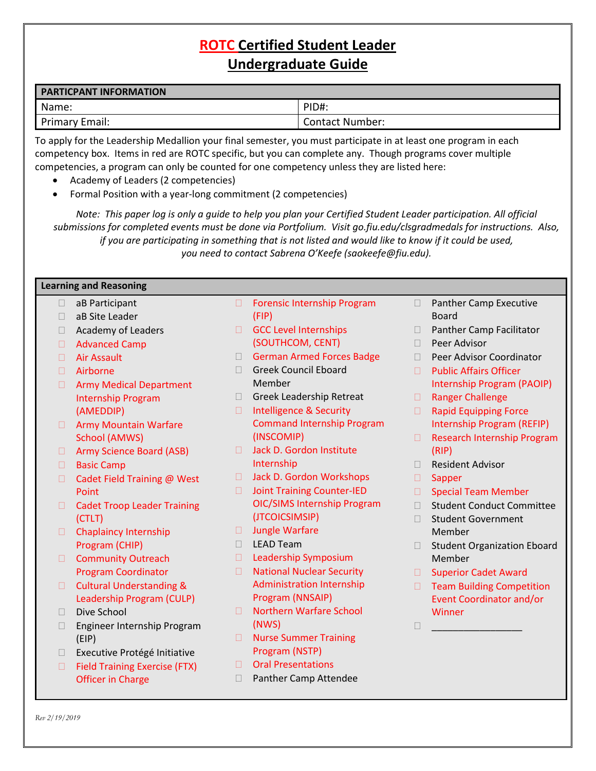# ROTC Certified Student Leader
## Undergraduate Guide

| PARTICPANT INFORMATION | |
|---|---|
| Name: | PID#: |
| Primary Email: | Contact Number: |

To apply for the Leadership Medallion your final semester, you must participate in at least one program in each competency box. Items in red are ROTC specific, but you can complete any. Though programs cover multiple competencies, a program can only be counted for one competency unless they are listed here:

- Academy of Leaders (2 competencies)
- Formal Position with a year-long commitment (2 competencies)

*Note: This paper log is only a guide to help you plan your Certified Student Leader participation. All official submissions for completed events must be done via Portfolium. Visit go.fiu.edu/clsgradmedals for instructions. Also, if you are participating in something that is not listed and would like to know if it could be used, you need to contact Sabrena O'Keefe (saokeefe@fiu.edu).*

### Learning and Reasoning

- ☐ aB Participant
- ☐ aB Site Leader
- ☐ Academy of Leaders
- ☐ Advanced Camp
- ☐ Air Assault
- ☐ Airborne
- ☐ Army Medical Department Internship Program (AMEDDIP)
- ☐ Army Mountain Warfare School (AMWS)
- ☐ Army Science Board (ASB)
- ☐ Basic Camp
- ☐ Cadet Field Training @ West Point
- ☐ Cadet Troop Leader Training (CTLT)
- ☐ Chaplaincy Internship Program (CHIP)
- ☐ Community Outreach Program Coordinator
- ☐ Cultural Understanding & Leadership Program (CULP)
- ☐ Dive School
- ☐ Engineer Internship Program (EIP)
- ☐ Executive Protégé Initiative
- ☐ Field Training Exercise (FTX) Officer in Charge
- ☐ Forensic Internship Program (FIP)
- ☐ GCC Level Internships (SOUTHCOM, CENT)
- ☐ German Armed Forces Badge
- ☐ Greek Council Eboard Member
- ☐ Greek Leadership Retreat
- ☐ Intelligence & Security Command Internship Program (INSCOMIP)
- ☐ Jack D. Gordon Institute Internship
- ☐ Jack D. Gordon Workshops
- ☐ Joint Training Counter-IED OIC/SIMS Internship Program (JTCOICSIMSIP)
- ☐ Jungle Warfare
- ☐ LEAD Team
- ☐ Leadership Symposium
- ☐ National Nuclear Security Administration Internship Program (NNSAIP)
- ☐ Northern Warfare School (NWS)
- ☐ Nurse Summer Training Program (NSTP)
- ☐ Oral Presentations
- ☐ Panther Camp Attendee
- ☐ Panther Camp Executive Board
- ☐ Panther Camp Facilitator
- ☐ Peer Advisor
- ☐ Peer Advisor Coordinator
- ☐ Public Affairs Officer Internship Program (PAOIP)
- ☐ Ranger Challenge
- ☐ Rapid Equipping Force Internship Program (REFIP)
- ☐ Research Internship Program (RIP)
- ☐ Resident Advisor
- ☐ Sapper
- ☐ Special Team Member
- ☐ Student Conduct Committee
- ☐ Student Government Member
- ☐ Student Organization Eboard Member
- ☐ Superior Cadet Award
- ☐ Team Building Competition Event Coordinator and/or Winner
- ☐ _______________

*Rev 2/19/2019*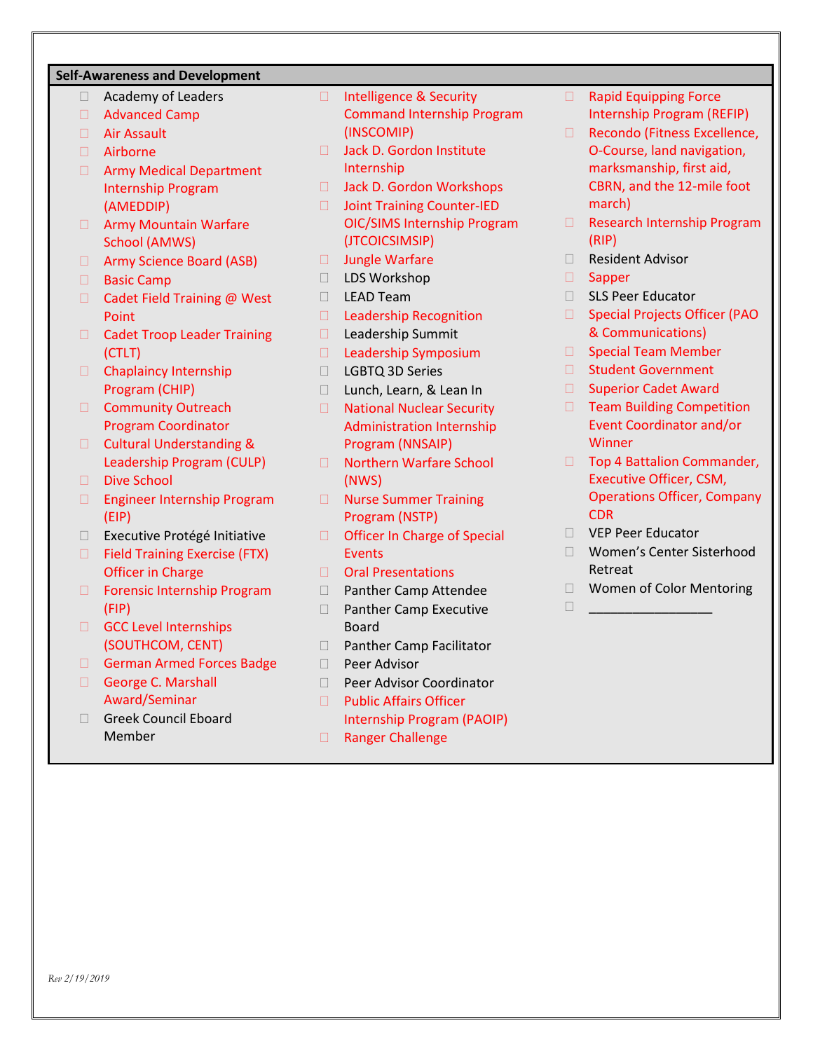## Self-Awareness and Development

- ☐ Academy of Leaders
- ☐ Advanced Camp
- ☐ Air Assault
- ☐ Airborne
- ☐ Army Medical Department Internship Program (AMEDDIP)
- ☐ Army Mountain Warfare School (AMWS)
- ☐ Army Science Board (ASB)
- ☐ Basic Camp
- ☐ Cadet Field Training @ West Point
- ☐ Cadet Troop Leader Training (CTLT)
- ☐ Chaplaincy Internship Program (CHIP)
- ☐ Community Outreach Program Coordinator
- ☐ Cultural Understanding & Leadership Program (CULP)
- ☐ Dive School
- ☐ Engineer Internship Program (EIP)
- ☐ Executive Protégé Initiative
- ☐ Field Training Exercise (FTX) Officer in Charge
- ☐ Forensic Internship Program (FIP)
- ☐ GCC Level Internships (SOUTHCOM, CENT)
- ☐ German Armed Forces Badge
- ☐ George C. Marshall Award/Seminar
- ☐ Greek Council Eboard Member
- ☐ Intelligence & Security Command Internship Program (INSCOMIP)
- ☐ Jack D. Gordon Institute Internship
- ☐ Jack D. Gordon Workshops
- ☐ Joint Training Counter-IED OIC/SIMS Internship Program (JTCOICSIMSIP)
- ☐ Jungle Warfare
- ☐ LDS Workshop
- ☐ LEAD Team
- ☐ Leadership Recognition
- ☐ Leadership Summit
- ☐ Leadership Symposium
- ☐ LGBTQ 3D Series
- ☐ Lunch, Learn, & Lean In
- ☐ National Nuclear Security Administration Internship Program (NNSAIP)
- ☐ Northern Warfare School (NWS)
- ☐ Nurse Summer Training Program (NSTP)
- ☐ Officer In Charge of Special Events
- ☐ Oral Presentations
- ☐ Panther Camp Attendee
- ☐ Panther Camp Executive Board
- ☐ Panther Camp Facilitator
- ☐ Peer Advisor
- ☐ Peer Advisor Coordinator
- ☐ Public Affairs Officer Internship Program (PAOIP)
- ☐ Ranger Challenge
- ☐ Rapid Equipping Force Internship Program (REFIP)
- ☐ Recondo (Fitness Excellence, O-Course, land navigation, marksmanship, first aid, CBRN, and the 12-mile foot march)
- ☐ Research Internship Program (RIP)
- ☐ Resident Advisor
- ☐ Sapper
- ☐ SLS Peer Educator
- ☐ Special Projects Officer (PAO & Communications)
- ☐ Special Team Member
- ☐ Student Government
- ☐ Superior Cadet Award
- ☐ Team Building Competition Event Coordinator and/or Winner
- ☐ Top 4 Battalion Commander, Executive Officer, CSM, Operations Officer, Company CDR
- ☐ VEP Peer Educator
- ☐ Women's Center Sisterhood Retreat
- ☐ Women of Color Mentoring
- ☐ _______________

*Rev 2/19/2019*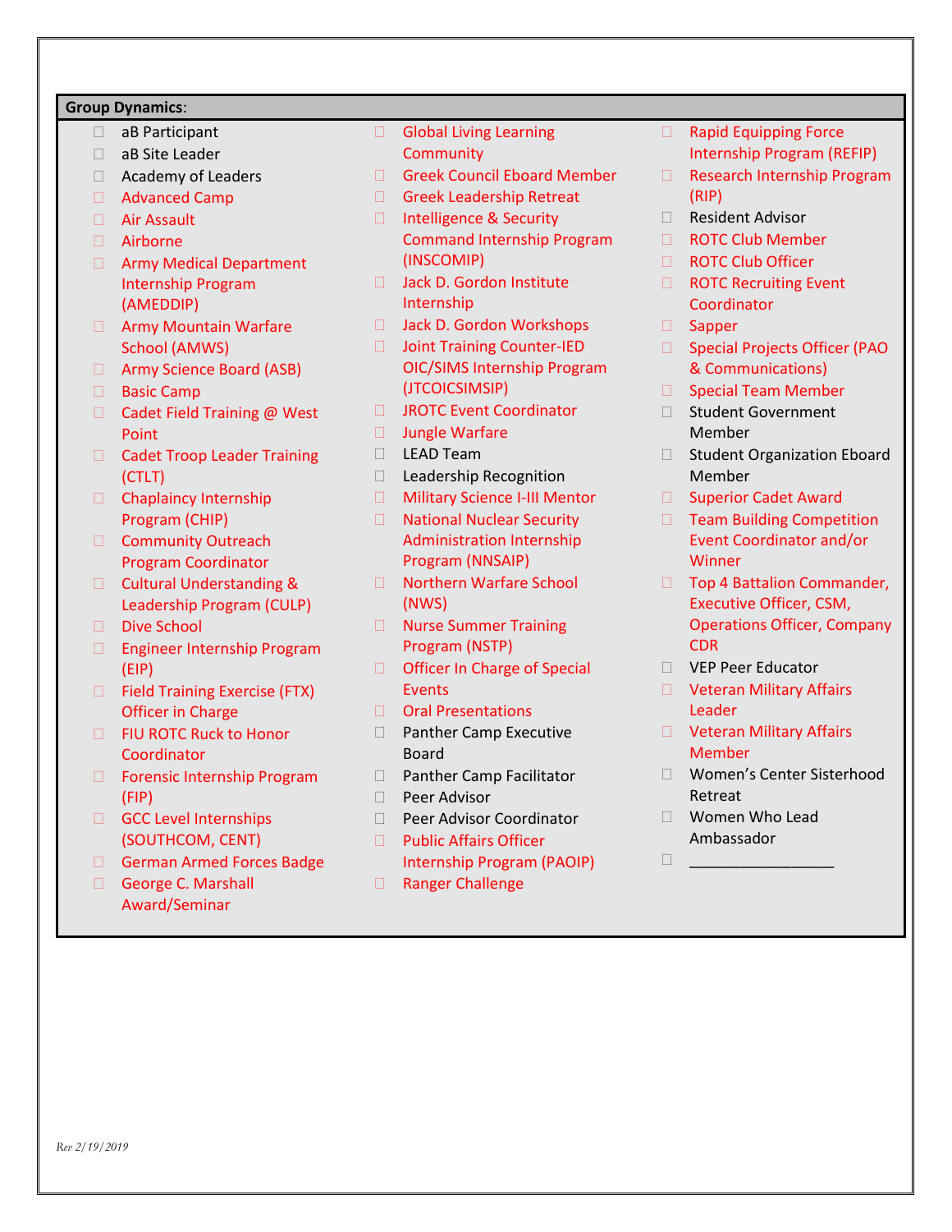**Group Dynamics**:

- ☐ aB Participant
- ☐ aB Site Leader
- ☐ Academy of Leaders
- ☐ Advanced Camp
- ☐ Air Assault
- ☐ Airborne
- ☐ Army Medical Department Internship Program (AMEDDIP)
- ☐ Army Mountain Warfare School (AMWS)
- ☐ Army Science Board (ASB)
- ☐ Basic Camp
- ☐ Cadet Field Training @ West Point
- ☐ Cadet Troop Leader Training (CTLT)
- ☐ Chaplaincy Internship Program (CHIP)
- ☐ Community Outreach Program Coordinator
- ☐ Cultural Understanding & Leadership Program (CULP)
- ☐ Dive School
- ☐ Engineer Internship Program (EIP)
- ☐ Field Training Exercise (FTX) Officer in Charge
- ☐ FIU ROTC Ruck to Honor Coordinator
- ☐ Forensic Internship Program (FIP)
- ☐ GCC Level Internships (SOUTHCOM, CENT)
- ☐ German Armed Forces Badge
- ☐ George C. Marshall Award/Seminar
- ☐ Global Living Learning Community
- ☐ Greek Council Eboard Member
- ☐ Greek Leadership Retreat
- ☐ Intelligence & Security Command Internship Program (INSCOMIP)
- ☐ Jack D. Gordon Institute Internship
- ☐ Jack D. Gordon Workshops
- ☐ Joint Training Counter-IED OIC/SIMS Internship Program (JTCOICSIMSIP)
- ☐ JROTC Event Coordinator
- ☐ Jungle Warfare
- ☐ LEAD Team
- ☐ Leadership Recognition
- ☐ Military Science I-III Mentor
- ☐ National Nuclear Security Administration Internship Program (NNSAIP)
- ☐ Northern Warfare School (NWS)
- ☐ Nurse Summer Training Program (NSTP)
- ☐ Officer In Charge of Special Events
- ☐ Oral Presentations
- ☐ Panther Camp Executive Board
- ☐ Panther Camp Facilitator
- ☐ Peer Advisor
- ☐ Peer Advisor Coordinator
- ☐ Public Affairs Officer Internship Program (PAOIP)
- ☐ Ranger Challenge
- ☐ Rapid Equipping Force Internship Program (REFIP)
- ☐ Research Internship Program (RIP)
- ☐ Resident Advisor
- ☐ ROTC Club Member
- ☐ ROTC Club Officer
- ☐ ROTC Recruiting Event Coordinator
- ☐ Sapper
- ☐ Special Projects Officer (PAO & Communications)
- ☐ Special Team Member
- ☐ Student Government Member
- ☐ Student Organization Eboard Member
- ☐ Superior Cadet Award
- ☐ Team Building Competition Event Coordinator and/or Winner
- ☐ Top 4 Battalion Commander, Executive Officer, CSM, Operations Officer, Company CDR
- ☐ VEP Peer Educator
- ☐ Veteran Military Affairs Leader
- ☐ Veteran Military Affairs Member
- ☐ Women's Center Sisterhood Retreat
- ☐ Women Who Lead Ambassador
- ☐ ________________

*Rev 2/19/2019*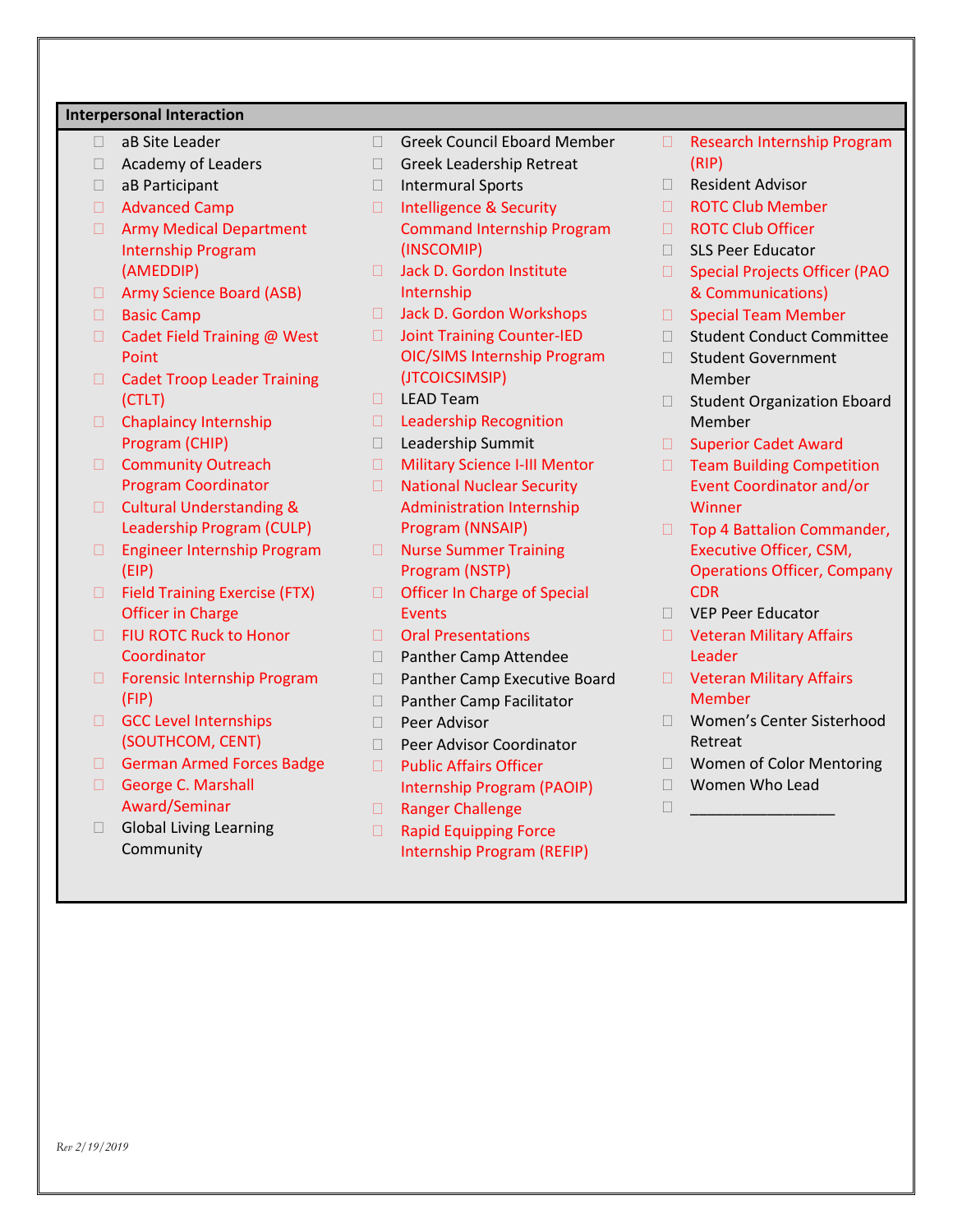**Interpersonal Interaction**

- ☐ aB Site Leader
- ☐ Academy of Leaders
- ☐ aB Participant
- ☐ Advanced Camp
- ☐ Army Medical Department Internship Program (AMEDDIP)
- ☐ Army Science Board (ASB)
- ☐ Basic Camp
- ☐ Cadet Field Training @ West Point
- ☐ Cadet Troop Leader Training (CTLT)
- ☐ Chaplaincy Internship Program (CHIP)
- ☐ Community Outreach Program Coordinator
- ☐ Cultural Understanding & Leadership Program (CULP)
- ☐ Engineer Internship Program (EIP)
- ☐ Field Training Exercise (FTX) Officer in Charge
- ☐ FIU ROTC Ruck to Honor Coordinator
- ☐ Forensic Internship Program (FIP)
- ☐ GCC Level Internships (SOUTHCOM, CENT)
- ☐ German Armed Forces Badge
- ☐ George C. Marshall Award/Seminar
- ☐ Global Living Learning Community
- ☐ Greek Council Eboard Member
- ☐ Greek Leadership Retreat
- ☐ Intermural Sports
- ☐ Intelligence & Security Command Internship Program (INSCOMIP)
- ☐ Jack D. Gordon Institute Internship
- ☐ Jack D. Gordon Workshops
- ☐ Joint Training Counter-IED OIC/SIMS Internship Program (JTCOICSIMSIP)
- ☐ LEAD Team
- ☐ Leadership Recognition
- ☐ Leadership Summit
- ☐ Military Science I-III Mentor
- ☐ National Nuclear Security Administration Internship Program (NNSAIP)
- ☐ Nurse Summer Training Program (NSTP)
- ☐ Officer In Charge of Special Events
- ☐ Oral Presentations
- ☐ Panther Camp Attendee
- ☐ Panther Camp Executive Board
- ☐ Panther Camp Facilitator
- ☐ Peer Advisor
- ☐ Peer Advisor Coordinator
- ☐ Public Affairs Officer Internship Program (PAOIP)
- ☐ Ranger Challenge
- ☐ Rapid Equipping Force Internship Program (REFIP)
- ☐ Research Internship Program (RIP)
- ☐ Resident Advisor
- ☐ ROTC Club Member
- ☐ ROTC Club Officer
- ☐ SLS Peer Educator
- ☐ Special Projects Officer (PAO & Communications)
- ☐ Special Team Member
- ☐ Student Conduct Committee
- ☐ Student Government Member
- ☐ Student Organization Eboard Member
- ☐ Superior Cadet Award
- ☐ Team Building Competition Event Coordinator and/or Winner
- ☐ Top 4 Battalion Commander, Executive Officer, CSM, Operations Officer, Company CDR
- ☐ VEP Peer Educator
- ☐ Veteran Military Affairs Leader
- ☐ Veteran Military Affairs Member
- ☐ Women's Center Sisterhood Retreat
- ☐ Women of Color Mentoring
- ☐ Women Who Lead
- ☐ ________________

*Rev 2/19/2019*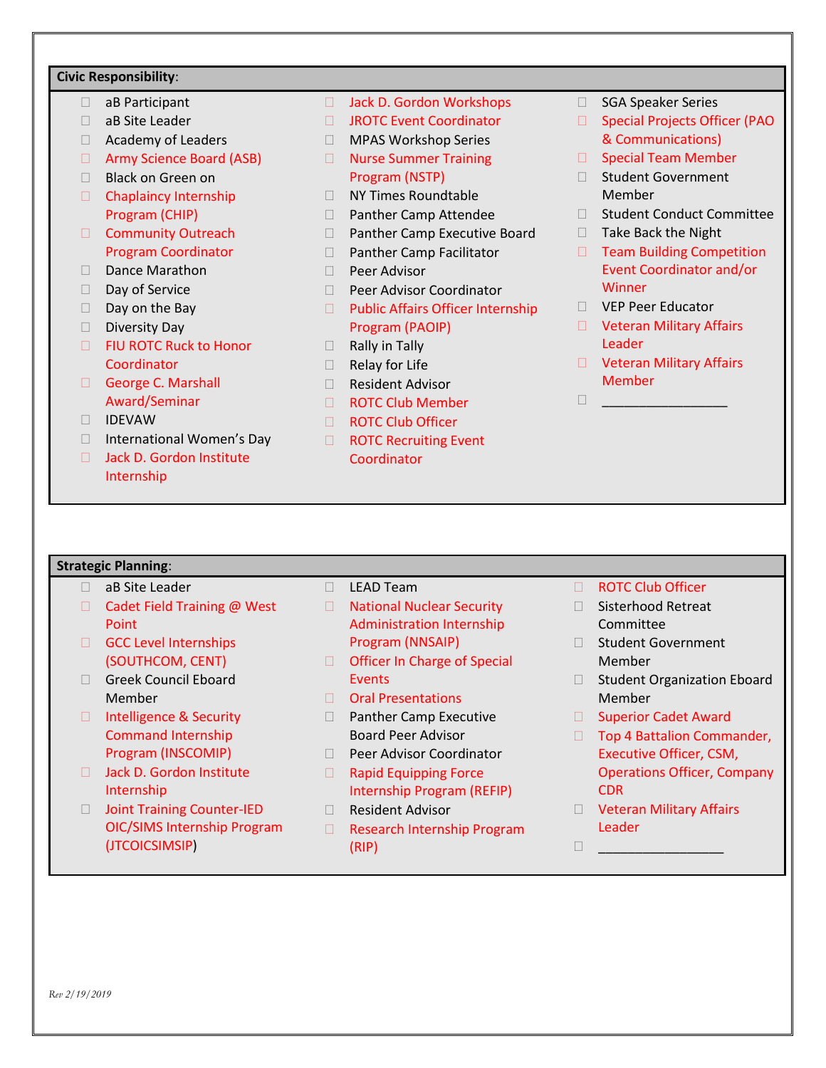**Civic Responsibility**:

- ☐ aB Participant
- ☐ aB Site Leader
- ☐ Academy of Leaders
- ☐ Army Science Board (ASB)
- ☐ Black on Green on
- ☐ Chaplaincy Internship Program (CHIP)
- ☐ Community Outreach Program Coordinator
- ☐ Dance Marathon
- ☐ Day of Service
- ☐ Day on the Bay
- ☐ Diversity Day
- ☐ FIU ROTC Ruck to Honor Coordinator
- ☐ George C. Marshall Award/Seminar
- ☐ IDEVAW
- ☐ International Women's Day
- ☐ Jack D. Gordon Institute Internship
- ☐ Jack D. Gordon Workshops
- ☐ JROTC Event Coordinator
- ☐ MPAS Workshop Series
- ☐ Nurse Summer Training Program (NSTP)
- ☐ NY Times Roundtable
- ☐ Panther Camp Attendee
- ☐ Panther Camp Executive Board
- ☐ Panther Camp Facilitator
- ☐ Peer Advisor
- ☐ Peer Advisor Coordinator
- ☐ Public Affairs Officer Internship Program (PAOIP)
- ☐ Rally in Tally
- ☐ Relay for Life
- ☐ Resident Advisor
- ☐ ROTC Club Member
- ☐ ROTC Club Officer
- ☐ ROTC Recruiting Event Coordinator
- ☐ SGA Speaker Series
- ☐ Special Projects Officer (PAO & Communications)
- ☐ Special Team Member
- ☐ Student Government Member
- ☐ Student Conduct Committee
- ☐ Take Back the Night
- ☐ Team Building Competition Event Coordinator and/or Winner
- ☐ VEP Peer Educator
- ☐ Veteran Military Affairs Leader
- ☐ Veteran Military Affairs Member
- ☐ _________________

**Strategic Planning**:

- ☐ aB Site Leader
- ☐ Cadet Field Training @ West Point
- ☐ GCC Level Internships (SOUTHCOM, CENT)
- ☐ Greek Council Eboard Member
- ☐ Intelligence & Security Command Internship Program (INSCOMIP)
- ☐ Jack D. Gordon Institute Internship
- ☐ Joint Training Counter-IED OIC/SIMS Internship Program (JTCOICSIMSIP)
- ☐ LEAD Team
- ☐ National Nuclear Security Administration Internship Program (NNSAIP)
- ☐ Officer In Charge of Special Events
- ☐ Oral Presentations
- ☐ Panther Camp Executive Board Peer Advisor
- ☐ Peer Advisor Coordinator
- ☐ Rapid Equipping Force Internship Program (REFIP)
- ☐ Resident Advisor
- ☐ Research Internship Program (RIP)
- ☐ ROTC Club Officer
- ☐ Sisterhood Retreat Committee
- ☐ Student Government Member
- ☐ Student Organization Eboard Member
- ☐ Superior Cadet Award
- ☐ Top 4 Battalion Commander, Executive Officer, CSM, Operations Officer, Company CDR
- ☐ Veteran Military Affairs Leader
- ☐ _________________

*Rev 2/19/2019*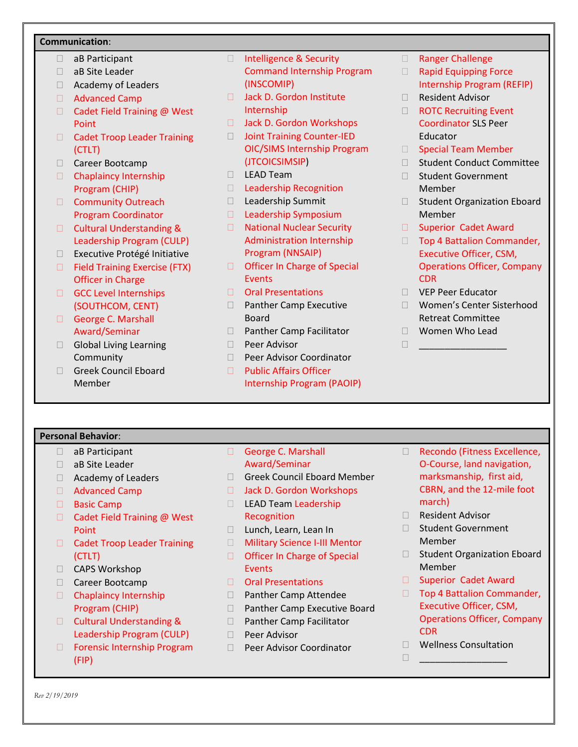**Communication**:

- ☐ aB Participant
- ☐ aB Site Leader
- ☐ Academy of Leaders
- ☐ Advanced Camp
- ☐ Cadet Field Training @ West Point
- ☐ Cadet Troop Leader Training (CTLT)
- ☐ Career Bootcamp
- ☐ Chaplaincy Internship Program (CHIP)
- ☐ Community Outreach Program Coordinator
- ☐ Cultural Understanding & Leadership Program (CULP)
- ☐ Executive Protégé Initiative
- ☐ Field Training Exercise (FTX) Officer in Charge
- ☐ GCC Level Internships (SOUTHCOM, CENT)
- ☐ George C. Marshall Award/Seminar
- ☐ Global Living Learning Community
- ☐ Greek Council Eboard Member
- ☐ Intelligence & Security Command Internship Program (INSCOMIP)
- ☐ Jack D. Gordon Institute Internship
- ☐ Jack D. Gordon Workshops
- ☐ Joint Training Counter-IED OIC/SIMS Internship Program (JTCOICSIMSIP)
- ☐ LEAD Team
- ☐ Leadership Recognition
- ☐ Leadership Summit
- ☐ Leadership Symposium
- ☐ National Nuclear Security Administration Internship Program (NNSAIP)
- ☐ Officer In Charge of Special Events
- ☐ Oral Presentations
- ☐ Panther Camp Executive Board
- ☐ Panther Camp Facilitator
- ☐ Peer Advisor
- ☐ Peer Advisor Coordinator
- ☐ Public Affairs Officer Internship Program (PAOIP)
- ☐ Ranger Challenge
- ☐ Rapid Equipping Force Internship Program (REFIP)
- ☐ Resident Advisor
- ☐ ROTC Recruiting Event Coordinator SLS Peer Educator
- ☐ Special Team Member
- ☐ Student Conduct Committee
- ☐ Student Government Member
- ☐ Student Organization Eboard Member
- ☐ Superior Cadet Award
- ☐ Top 4 Battalion Commander, Executive Officer, CSM, Operations Officer, Company CDR
- ☐ VEP Peer Educator
- ☐ Women's Center Sisterhood Retreat Committee
- ☐ Women Who Lead
- ☐ _________________

**Personal Behavior**:

- ☐ aB Participant
- ☐ aB Site Leader
- ☐ Academy of Leaders
- ☐ Advanced Camp
- ☐ Basic Camp
- ☐ Cadet Field Training @ West Point
- ☐ Cadet Troop Leader Training (CTLT)
- ☐ CAPS Workshop
- ☐ Career Bootcamp
- ☐ Chaplaincy Internship Program (CHIP)
- ☐ Cultural Understanding & Leadership Program (CULP)
- ☐ Forensic Internship Program (FIP)
- ☐ George C. Marshall Award/Seminar
- ☐ Greek Council Eboard Member
- ☐ Jack D. Gordon Workshops
- ☐ LEAD Team Leadership Recognition
- ☐ Lunch, Learn, Lean In
- ☐ Military Science I-III Mentor
- ☐ Officer In Charge of Special Events
- ☐ Oral Presentations
- ☐ Panther Camp Attendee
- ☐ Panther Camp Executive Board
- ☐ Panther Camp Facilitator
- ☐ Peer Advisor
- ☐ Peer Advisor Coordinator
- ☐ Recondo (Fitness Excellence, O-Course, land navigation, marksmanship, first aid, CBRN, and the 12-mile foot march)
- ☐ Resident Advisor
- ☐ Student Government Member
- ☐ Student Organization Eboard Member
- ☐ Superior Cadet Award
- ☐ Top 4 Battalion Commander, Executive Officer, CSM, Operations Officer, Company CDR
- ☐ Wellness Consultation
- ☐ _________________

*Rev 2/19/2019*